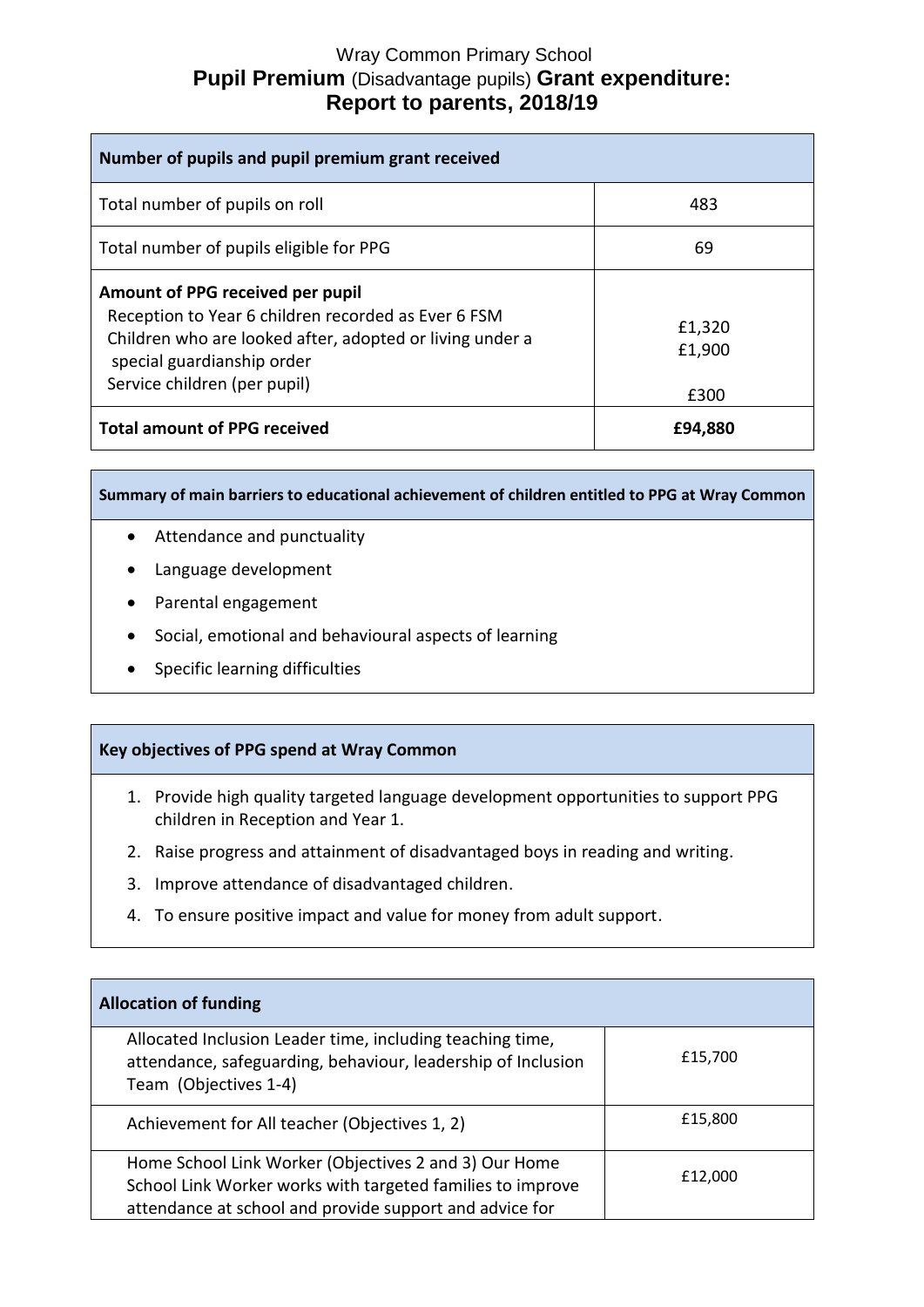# Wray Common Primary School

## Pupil Premium (Disadvantage pupils) Grant expenditure: Report to parents, 2018/19

| Number of pupils and pupil premium grant received | |
|---|---|
| Total number of pupils on roll | 483 |
| Total number of pupils eligible for PPG | 69 |
| **Amount of PPG received per pupil**<br>Reception to Year 6 children recorded as Ever 6 FSM<br>Children who are looked after, adopted or living under a special guardianship order<br>Service children (per pupil) | <br>£1,320<br>£1,900<br><br>£300 |
| **Total amount of PPG received** | **£94,880** |

| Summary of main barriers to educational achievement of children entitled to PPG at Wray Common |
|---|

- Attendance and punctuality
- Language development
- Parental engagement
- Social, emotional and behavioural aspects of learning
- Specific learning difficulties

| Key objectives of PPG spend at Wray Common |
|---|

1. Provide high quality targeted language development opportunities to support PPG children in Reception and Year 1.
2. Raise progress and attainment of disadvantaged boys in reading and writing.
3. Improve attendance of disadvantaged children.
4. To ensure positive impact and value for money from adult support.

| Allocation of funding | |
|---|---|
| Allocated Inclusion Leader time, including teaching time, attendance, safeguarding, behaviour, leadership of Inclusion Team (Objectives 1-4) | £15,700 |
| Achievement for All teacher (Objectives 1, 2) | £15,800 |
| Home School Link Worker (Objectives 2 and 3) Our Home School Link Worker works with targeted families to improve attendance at school and provide support and advice for | £12,000 |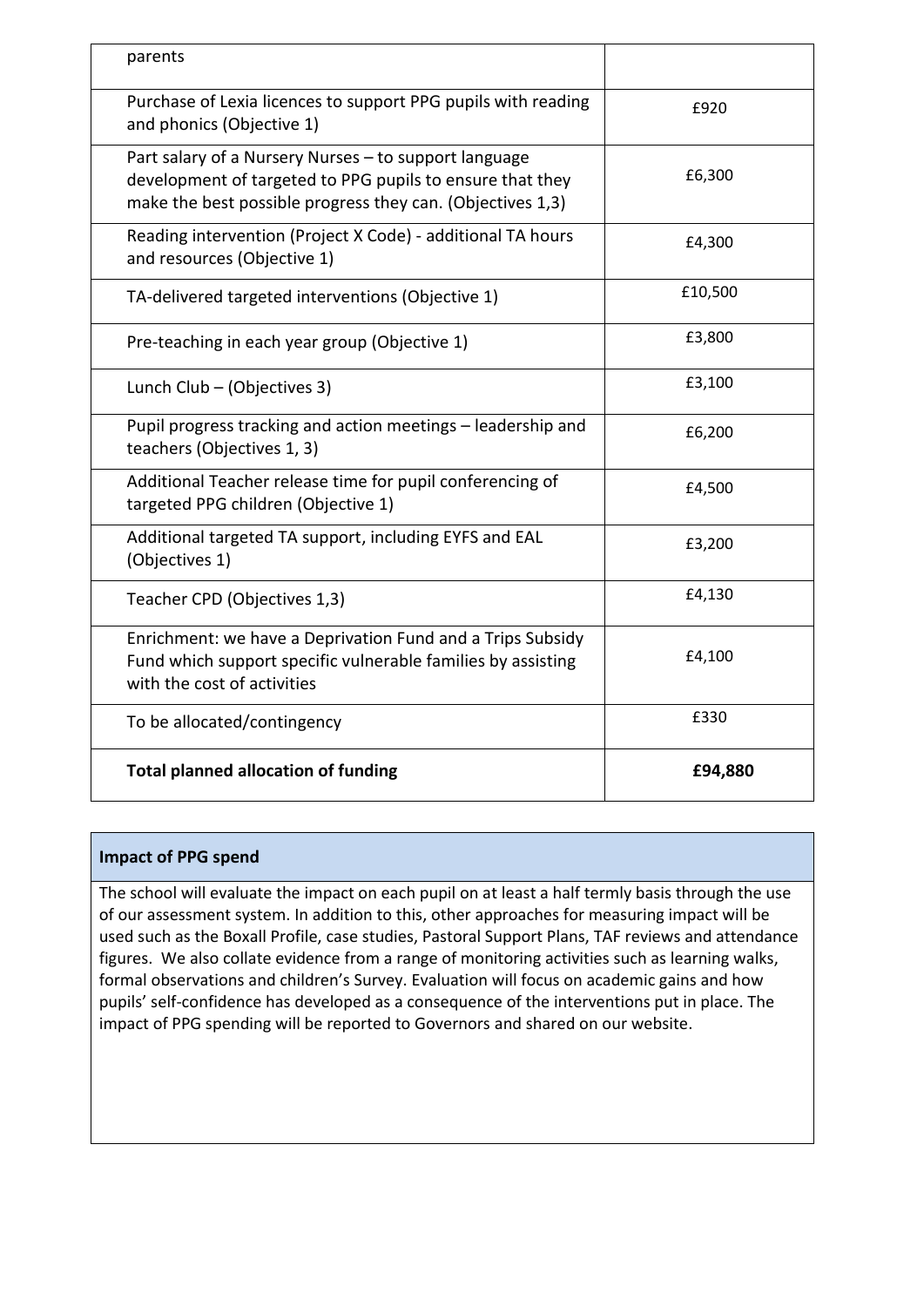| | |
|---|---|
| parents | |
| Purchase of Lexia licences to support PPG pupils with reading and phonics (Objective 1) | £920 |
| Part salary of a Nursery Nurses – to support language development of targeted to PPG pupils to ensure that they make the best possible progress they can. (Objectives 1,3) | £6,300 |
| Reading intervention (Project X Code) - additional TA hours and resources (Objective 1) | £4,300 |
| TA-delivered targeted interventions (Objective 1) | £10,500 |
| Pre-teaching in each year group (Objective 1) | £3,800 |
| Lunch Club – (Objectives 3) | £3,100 |
| Pupil progress tracking and action meetings – leadership and teachers (Objectives 1, 3) | £6,200 |
| Additional Teacher release time for pupil conferencing of targeted PPG children (Objective 1) | £4,500 |
| Additional targeted TA support, including EYFS and EAL (Objectives 1) | £3,200 |
| Teacher CPD (Objectives 1,3) | £4,130 |
| Enrichment: we have a Deprivation Fund and a Trips Subsidy Fund which support specific vulnerable families by assisting with the cost of activities | £4,100 |
| To be allocated/contingency | £330 |
| **Total planned allocation of funding** | **£94,880** |

**Impact of PPG spend**

The school will evaluate the impact on each pupil on at least a half termly basis through the use of our assessment system. In addition to this, other approaches for measuring impact will be used such as the Boxall Profile, case studies, Pastoral Support Plans, TAF reviews and attendance figures. We also collate evidence from a range of monitoring activities such as learning walks, formal observations and children's Survey. Evaluation will focus on academic gains and how pupils' self-confidence has developed as a consequence of the interventions put in place. The impact of PPG spending will be reported to Governors and shared on our website.